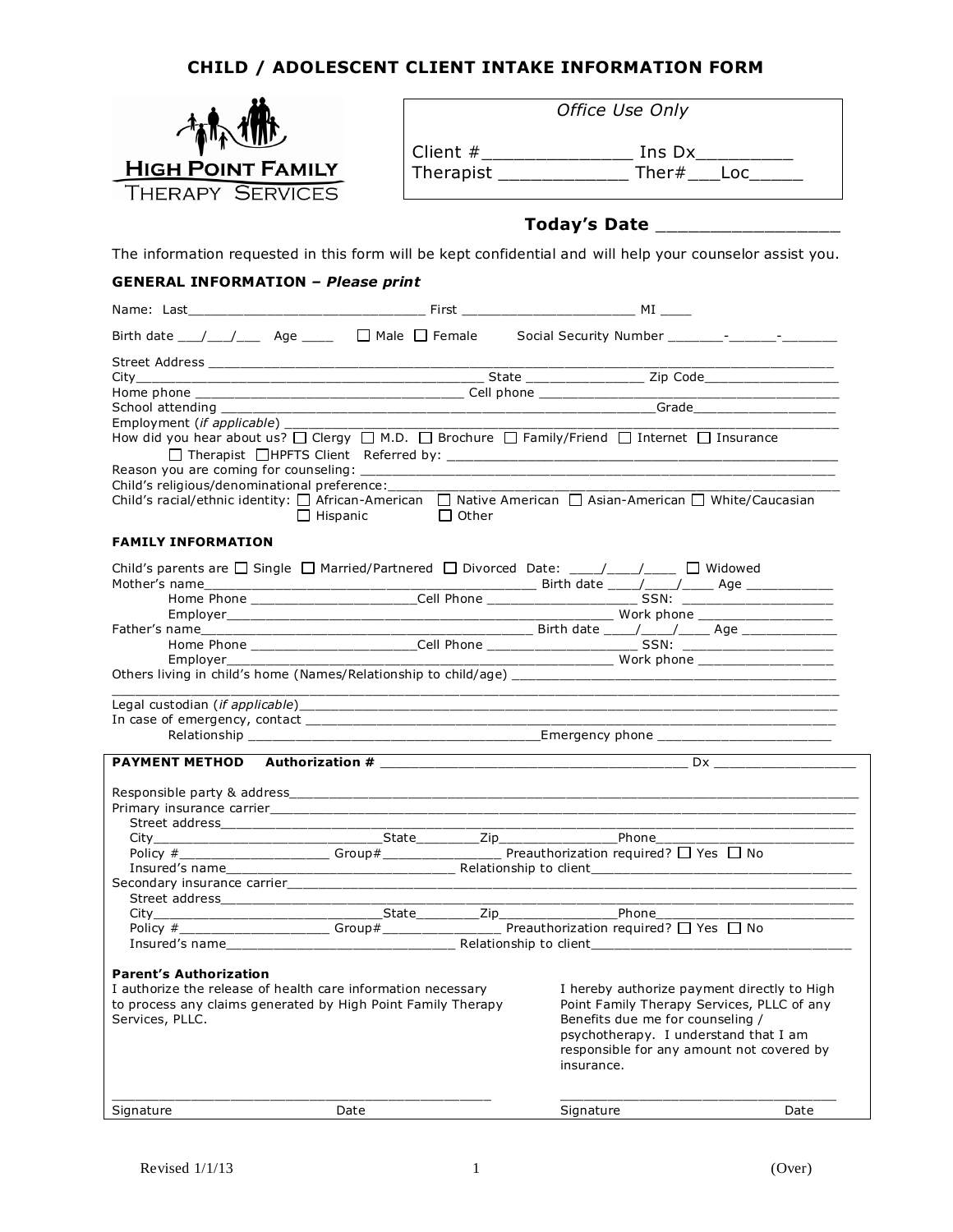# CHILD / ADOLESCENT CLIENT INTAKE INFORMATION FORM

HIGH POINT FAMILY THERAPY SERVICES

*Office Use Only*

Client #______________ Ins Dx_________
Therapist ____________ Ther#___Loc_____

**Today's Date ________________**

The information requested in this form will be kept confidential and will help your counselor assist you.

**GENERAL INFORMATION – *Please print***

Name: Last_____________________________ First _____________________ MI ____

Birth date ___/___/___ Age ____ ☐ Male ☐ Female Social Security Number _______-______-_______

Street Address ______________________________________________________________________________
City_____________________________________________ State _______________ Zip Code_________________
Home phone __________________________________ Cell phone ___________________________________________
School attending __________________________________________________________Grade_________________
Employment (*if applicable*) ____________________________________________________________________
How did you hear about us? ☐ Clergy ☐ M.D. ☐ Brochure ☐ Family/Friend ☐ Internet ☐ Insurance
☐ Therapist ☐HPFTS Client Referred by: _____________________________________________________
Reason you are coming for counseling: _______________________________________________________
Child's religious/denominational preference:______________________________________________________
Child's racial/ethnic identity: ☐ African-American ☐ Native American ☐ Asian-American ☐ White/Caucasian ☐ Hispanic ☐ Other

**FAMILY INFORMATION**

Child's parents are ☐ Single ☐ Married/Partnered ☐ Divorced Date: ____/____/____ ☐ Widowed
Mother's name__________________________________________ Birth date ____/____/____ Age ___________
Home Phone _____________________Cell Phone ___________________ SSN: ___________________
Employer_____________________________________________________ Work phone _________________
Father's name_________________________________________ Birth date ____/____/____ Age ____________
Home Phone _____________________Cell Phone ___________________ SSN: ___________________
Employer_____________________________________________________ Work phone _________________
Others living in child's home (Names/Relationship to child/age) ____________________________________________
_________________________________________________________________________________________
Legal custodian (*if applicable*)__________________________________________________________________
In case of emergency, contact ___________________________________________________________________
Relationship ____________________________________Emergency phone ______________________

**PAYMENT METHOD Authorization #** _____________________________________ Dx _________________

Responsible party & address_____________________________________________________________________
Primary insurance carrier_______________________________________________________________________
Street address________________________________________________________________________________
City___________________________State________Zip_______________Phone_________________________
Policy #___________________ Group#_______________ Preauthorization required? ☐ Yes ☐ No
Insured's name_____________________________ Relationship to client________________________________
Secondary insurance carrier_____________________________________________________________________
Street address________________________________________________________________________________
City___________________________State________Zip_______________Phone_________________________
Policy #___________________ Group#_______________ Preauthorization required? ☐ Yes ☐ No
Insured's name_____________________________ Relationship to client________________________________

**Parent's Authorization**

I authorize the release of health care information necessary to process any claims generated by High Point Family Therapy Services, PLLC.

_______________________________________________
Signature Date

I hereby authorize payment directly to High Point Family Therapy Services, PLLC of any Benefits due me for counseling / psychotherapy. I understand that I am responsible for any amount not covered by insurance.

_______________________________________________
Signature Date

Revised 1/1/13 (Over)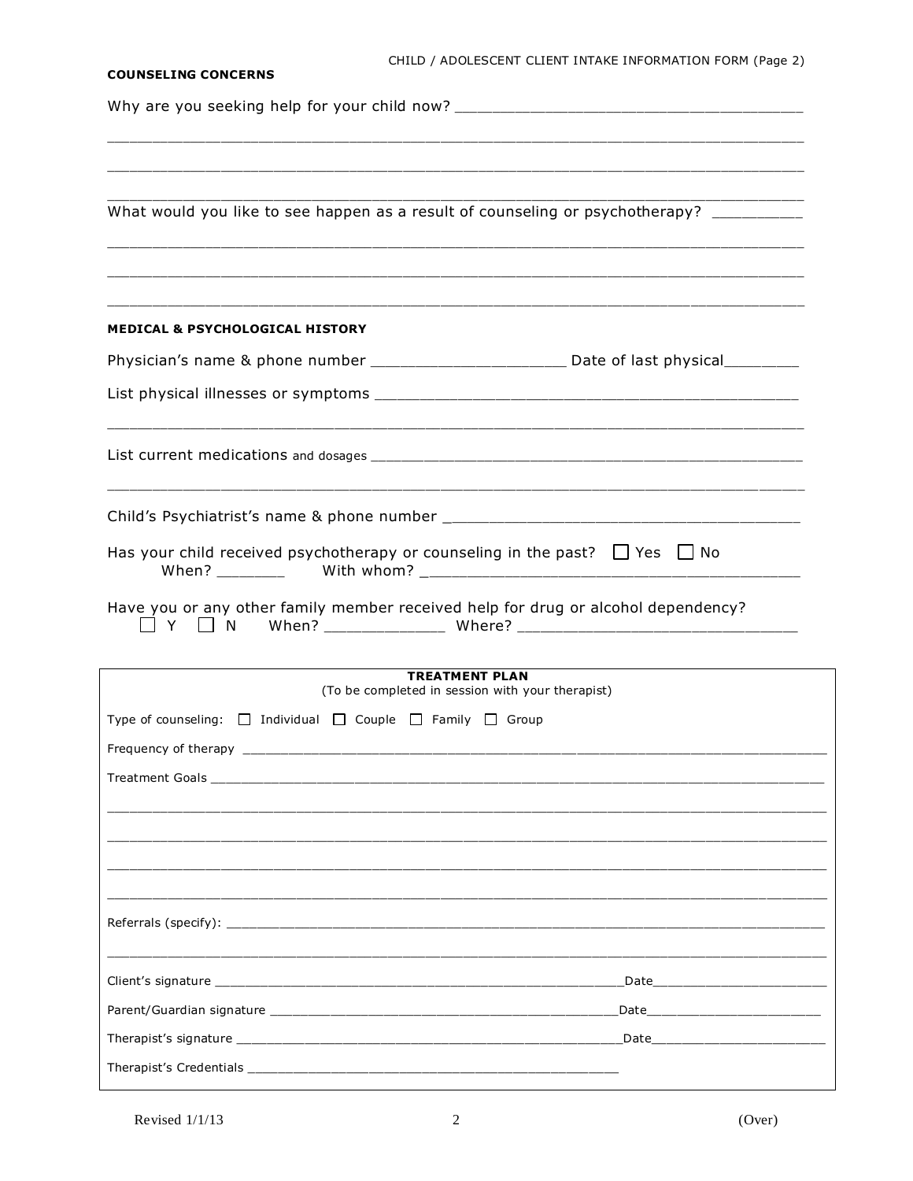**COUNSELING CONCERNS**

Why are you seeking help for your child now? ___________________________________

_______________________________________________________________________________

_______________________________________________________________________________

_______________________________________________________________________________

What would you like to see happen as a result of counseling or psychotherapy? _________

_______________________________________________________________________________

_______________________________________________________________________________

_______________________________________________________________________________

**MEDICAL & PSYCHOLOGICAL HISTORY**

Physician's name & phone number ____________________ Date of last physical________

List physical illnesses or symptoms _____________________________________________

_______________________________________________________________________________

List current medications and dosages ____________________________________________

_______________________________________________________________________________

Child's Psychiatrist's name & phone number _____________________________________

Has your child received psychotherapy or counseling in the past? ☐ Yes ☐ No
When? _______ With whom? _______________________________________

Have you or any other family member received help for drug or alcohol dependency?
☐ Y ☐ N When? ____________ Where? ____________________________

**TREATMENT PLAN**
(To be completed in session with your therapist)

Type of counseling: ☐ Individual ☐ Couple ☐ Family ☐ Group

Frequency of therapy _________________________________________________________

Treatment Goals _____________________________________________________________

_______________________________________________________________________________

_______________________________________________________________________________

_______________________________________________________________________________

_______________________________________________________________________________

Referrals (specify): __________________________________________________________

_______________________________________________________________________________

Client's signature _______________________________________ Date__________________

Parent/Guardian signature _________________________________ Date__________________

Therapist's signature _____________________________________ Date__________________

Therapist's Credentials _____________________________________

Revised 1/1/13 (Over)